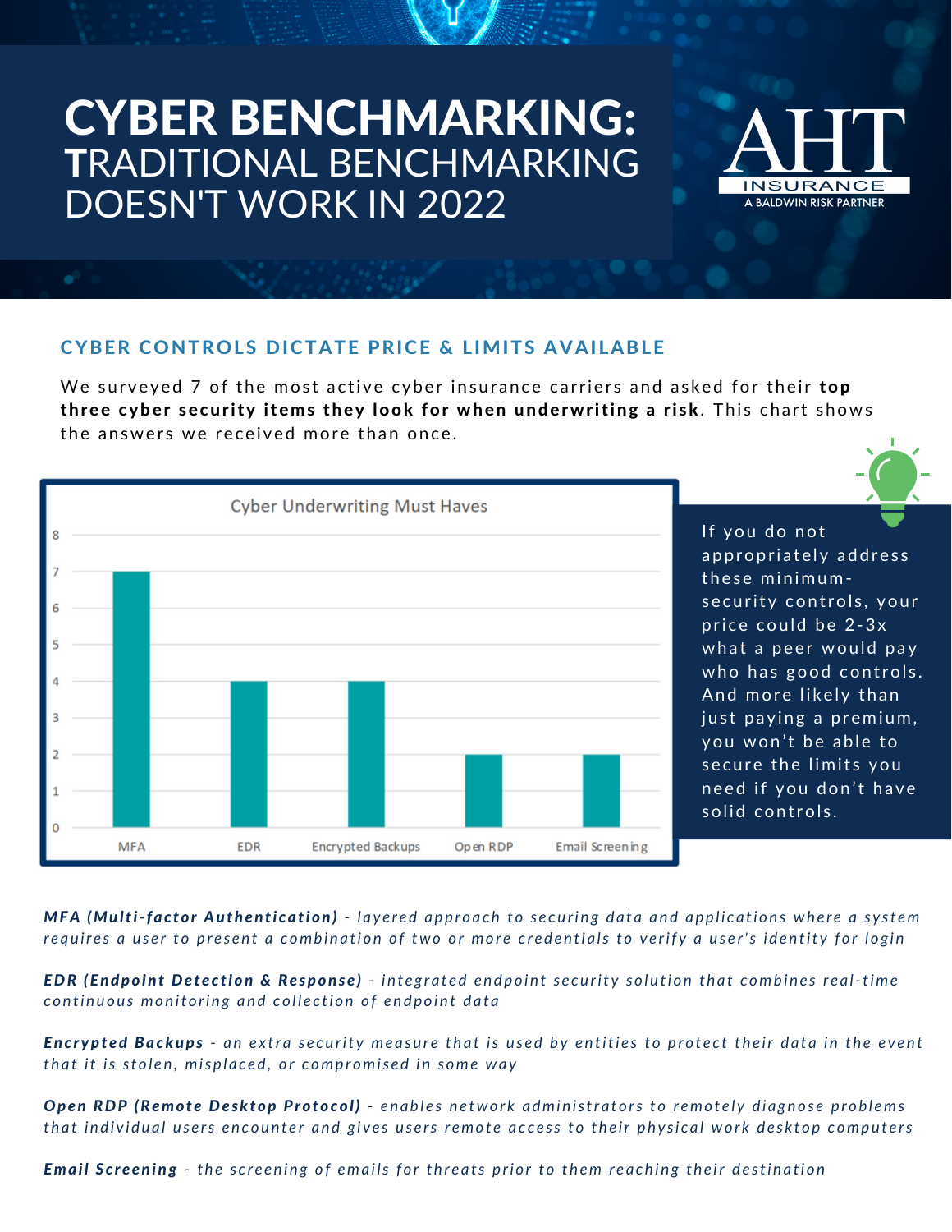# CYBER BENCHMARKING: TRADITIONAL BENCHMARKING DOESN'T WORK IN 2022

AHT INSURANCE
A BALDWIN RISK PARTNER

## CYBER CONTROLS DICTATE PRICE & LIMITS AVAILABLE

We surveyed 7 of the most active cyber insurance carriers and asked for their **top three cyber security items they look for when underwriting a risk**. This chart shows the answers we received more than once.

**Cyber Underwriting Must Haves**

| Item | Count |
| --- | --- |
| MFA | 7 |
| EDR | 4 |
| Encrypted Backups | 4 |
| Open RDP | 2 |
| Email Screening | 2 |

If you do not appropriately address these minimum-security controls, your price could be 2-3x what a peer would pay who has good controls. And more likely than just paying a premium, you won't be able to secure the limits you need if you don't have solid controls.

***MFA (Multi-factor Authentication)*** *- layered approach to securing data and applications where a system requires a user to present a combination of two or more credentials to verify a user's identity for login*

***EDR (Endpoint Detection & Response)*** *- integrated endpoint security solution that combines real-time continuous monitoring and collection of endpoint data*

***Encrypted Backups*** *- an extra security measure that is used by entities to protect their data in the event that it is stolen, misplaced, or compromised in some way*

***Open RDP (Remote Desktop Protocol)*** *- enables network administrators to remotely diagnose problems that individual users encounter and gives users remote access to their physical work desktop computers*

***Email Screening*** *- the screening of emails for threats prior to them reaching their destination*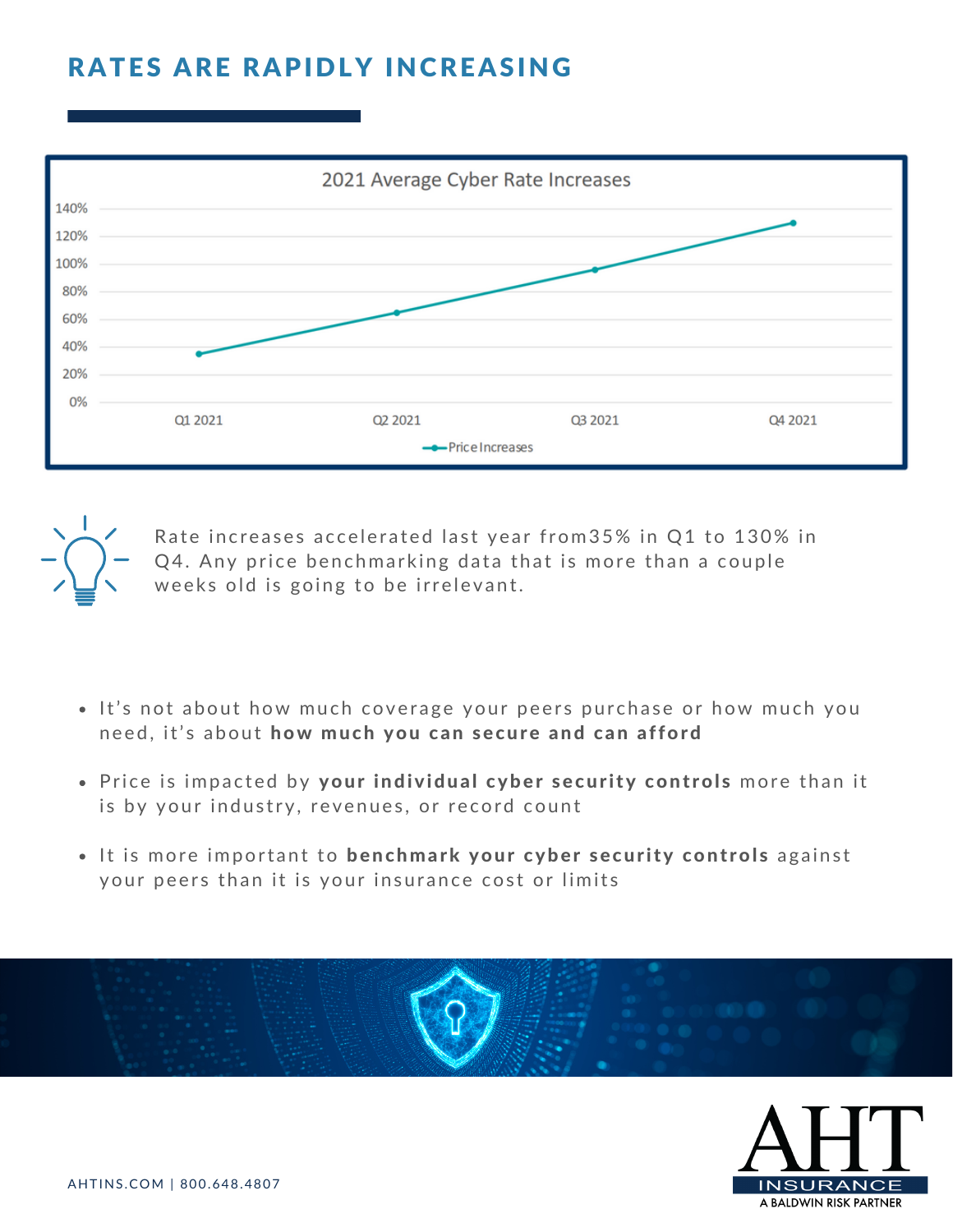# RATES ARE RAPIDLY INCREASING

2021 Average Cyber Rate Increases

| | Q1 2021 | Q2 2021 | Q3 2021 | Q4 2021 |
|---|---|---|---|---|
| Price Increases | 35% | 65% | 96% | 130% |

Rate increases accelerated last year from35% in Q1 to 130% in Q4. Any price benchmarking data that is more than a couple weeks old is going to be irrelevant.

- It's not about how much coverage your peers purchase or how much you need, it's about **how much you can secure and can afford**
- Price is impacted by **your individual cyber security controls** more than it is by your industry, revenues, or record count
- It is more important to **benchmark your cyber security controls** against your peers than it is your insurance cost or limits

AHTINS.COM | 800.648.4807

AHT INSURANCE
A BALDWIN RISK PARTNER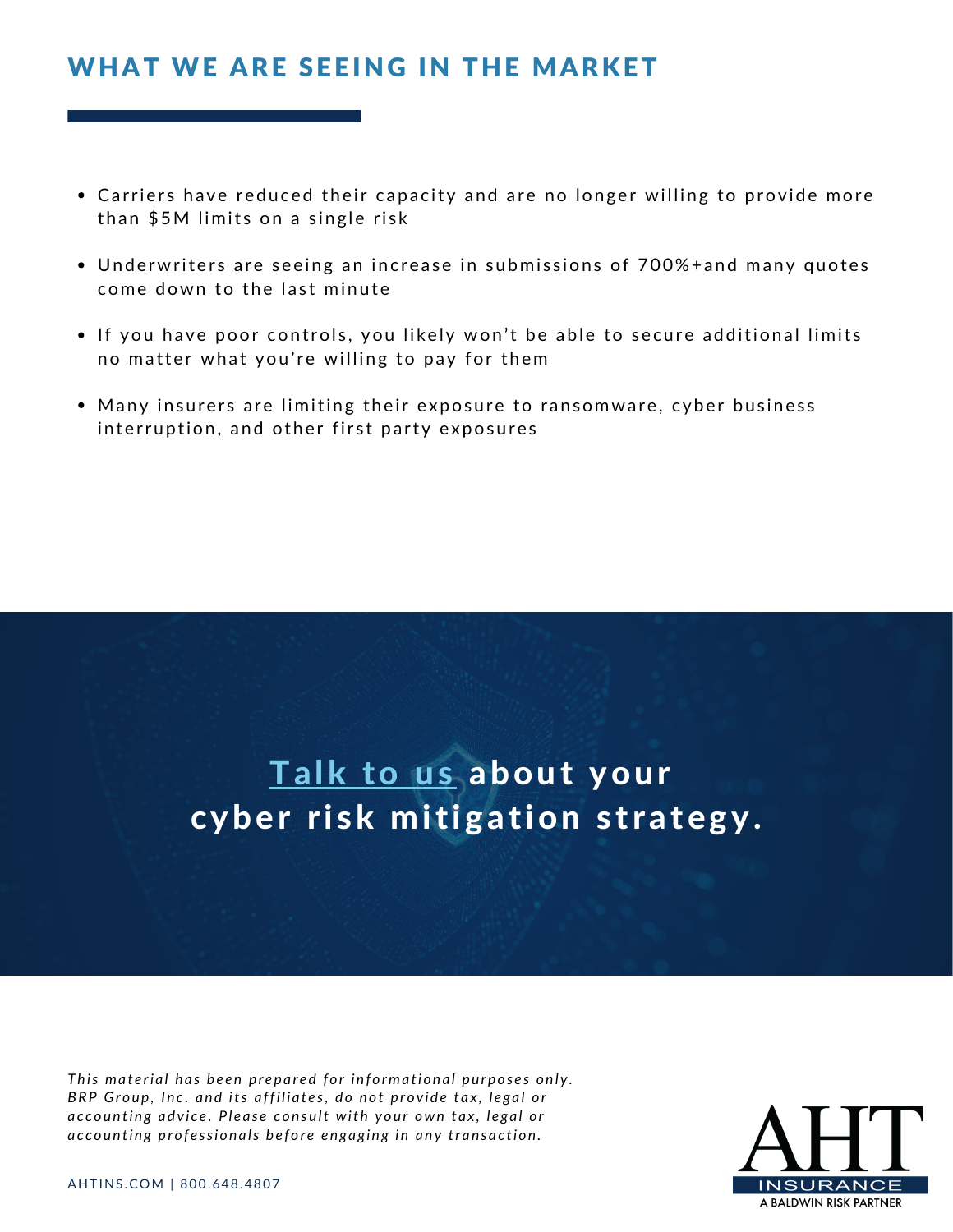## WHAT WE ARE SEEING IN THE MARKET

- Carriers have reduced their capacity and are no longer willing to provide more than $5M limits on a single risk
- Underwriters are seeing an increase in submissions of 700%+and many quotes come down to the last minute
- If you have poor controls, you likely won't be able to secure additional limits no matter what you're willing to pay for them
- Many insurers are limiting their exposure to ransomware, cyber business interruption, and other first party exposures

**Talk to us about your cyber risk mitigation strategy.**

*This material has been prepared for informational purposes only. BRP Group, Inc. and its affiliates, do not provide tax, legal or accounting advice. Please consult with your own tax, legal or accounting professionals before engaging in any transaction.*

AHTINS.COM | 800.648.4807

AHT INSURANCE
A BALDWIN RISK PARTNER